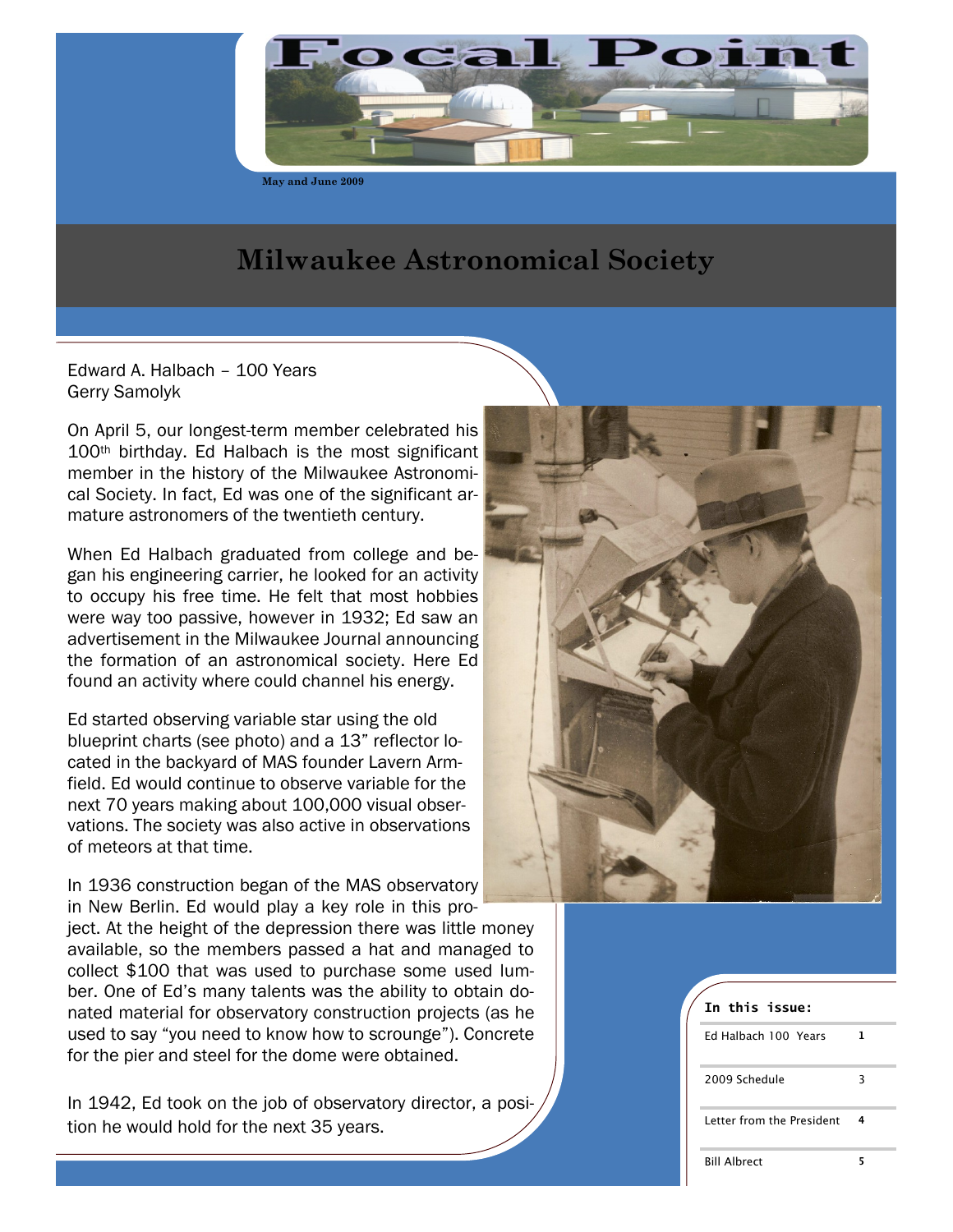# Focal Point

May and June 2009

## Milwaukee Astronomical Society

### Edward A. Halbach – 100 Years

Gerry Samolyk

On April 5, our longest-term member celebrated his 100th birthday. Ed Halbach is the most significant member in the history of the Milwaukee Astronomical Society. In fact, Ed was one of the significant armature astronomers of the twentieth century.

When Ed Halbach graduated from college and began his engineering carrier, he looked for an activity to occupy his free time. He felt that most hobbies were way too passive, however in 1932; Ed saw an advertisement in the Milwaukee Journal announcing the formation of an astronomical society. Here Ed found an activity where could channel his energy.

Ed started observing variable star using the old blueprint charts (see photo) and a 13" reflector located in the backyard of MAS founder Lavern Armfield. Ed would continue to observe variable for the next 70 years making about 100,000 visual observations. The society was also active in observations of meteors at that time.

In 1936 construction began of the MAS observatory in New Berlin. Ed would play a key role in this project. At the height of the depression there was little money available, so the members passed a hat and managed to collect $100 that was used to purchase some used lumber. One of Ed's many talents was the ability to obtain donated material for observatory construction projects (as he used to say "you need to know how to scrounge"). Concrete for the pier and steel for the dome were obtained.

In 1942, Ed took on the job of observatory director, a position he would hold for the next 35 years.

**In this issue:**

| | |
|---|---|
| Ed Halbach 100 Years | 1 |
| 2009 Schedule | 3 |
| Letter from the President | 4 |
| Bill Albrect | 5 |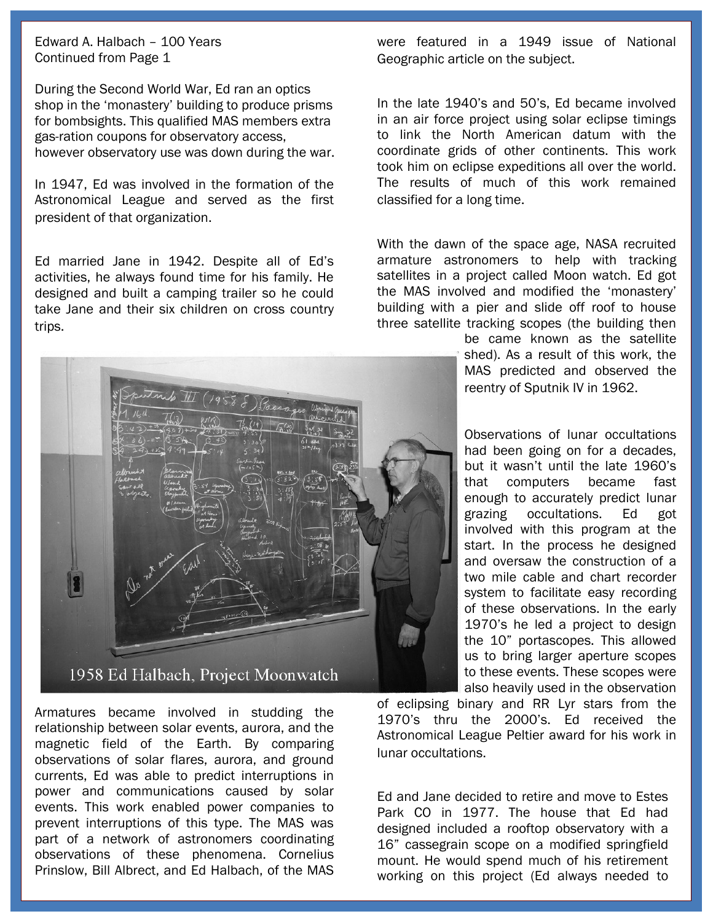Edward A. Halbach – 100 Years
Continued from Page 1

During the Second World War, Ed ran an optics shop in the 'monastery' building to produce prisms for bombsights. This qualified MAS members extra gas-ration coupons for observatory access, however observatory use was down during the war.

In 1947, Ed was involved in the formation of the Astronomical League and served as the first president of that organization.

Ed married Jane in 1942. Despite all of Ed's activities, he always found time for his family. He designed and built a camping trailer so he could take Jane and their six children on cross country trips.

1958 Ed Halbach, Project Moonwatch

Armatures became involved in studding the relationship between solar events, aurora, and the magnetic field of the Earth. By comparing observations of solar flares, aurora, and ground currents, Ed was able to predict interruptions in power and communications caused by solar events. This work enabled power companies to prevent interruptions of this type. The MAS was part of a network of astronomers coordinating observations of these phenomena. Cornelius Prinslow, Bill Albrect, and Ed Halbach, of the MAS were featured in a 1949 issue of National Geographic article on the subject.

In the late 1940's and 50's, Ed became involved in an air force project using solar eclipse timings to link the North American datum with the coordinate grids of other continents. This work took him on eclipse expeditions all over the world. The results of much of this work remained classified for a long time.

With the dawn of the space age, NASA recruited armature astronomers to help with tracking satellites in a project called Moon watch. Ed got the MAS involved and modified the 'monastery' building with a pier and slide off roof to house three satellite tracking scopes (the building then be came known as the satellite shed). As a result of this work, the MAS predicted and observed the reentry of Sputnik IV in 1962.

Observations of lunar occultations had been going on for a decades, but it wasn't until the late 1960's that computers became fast enough to accurately predict lunar grazing occultations. Ed got involved with this program at the start. In the process he designed and oversaw the construction of a two mile cable and chart recorder system to facilitate easy recording of these observations. In the early 1970's he led a project to design the 10" portascopes. This allowed us to bring larger aperture scopes to these events. These scopes were also heavily used in the observation of eclipsing binary and RR Lyr stars from the 1970's thru the 2000's. Ed received the Astronomical League Peltier award for his work in lunar occultations.

Ed and Jane decided to retire and move to Estes Park CO in 1977. The house that Ed had designed included a rooftop observatory with a 16" cassegrain scope on a modified springfield mount. He would spend much of his retirement working on this project (Ed always needed to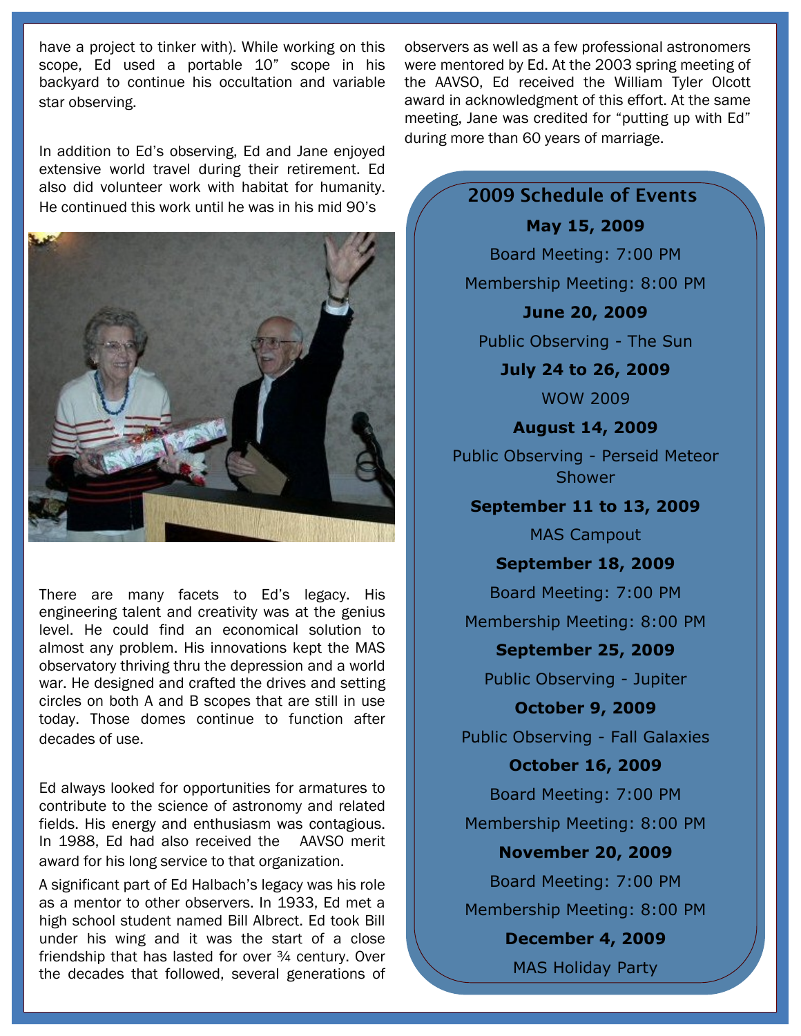have a project to tinker with). While working on this scope, Ed used a portable 10" scope in his backyard to continue his occultation and variable star observing.

In addition to Ed's observing, Ed and Jane enjoyed extensive world travel during their retirement. Ed also did volunteer work with habitat for humanity. He continued this work until he was in his mid 90's

There are many facets to Ed's legacy. His engineering talent and creativity was at the genius level. He could find an economical solution to almost any problem. His innovations kept the MAS observatory thriving thru the depression and a world war. He designed and crafted the drives and setting circles on both A and B scopes that are still in use today. Those domes continue to function after decades of use.

Ed always looked for opportunities for armatures to contribute to the science of astronomy and related fields. His energy and enthusiasm was contagious. In 1988, Ed had also received the AAVSO merit award for his long service to that organization.

A significant part of Ed Halbach's legacy was his role as a mentor to other observers. In 1933, Ed met a high school student named Bill Albrect. Ed took Bill under his wing and it was the start of a close friendship that has lasted for over ¾ century. Over the decades that followed, several generations of observers as well as a few professional astronomers were mentored by Ed. At the 2003 spring meeting of the AAVSO, Ed received the William Tyler Olcott award in acknowledgment of this effort. At the same meeting, Jane was credited for "putting up with Ed" during more than 60 years of marriage.

## 2009 Schedule of Events

**May 15, 2009**

Board Meeting: 7:00 PM

Membership Meeting: 8:00 PM

**June 20, 2009**

Public Observing - The Sun

**July 24 to 26, 2009**

WOW 2009

**August 14, 2009**

Public Observing - Perseid Meteor Shower

**September 11 to 13, 2009**

MAS Campout

**September 18, 2009**

Board Meeting: 7:00 PM

Membership Meeting: 8:00 PM

**September 25, 2009**

Public Observing - Jupiter

**October 9, 2009**

Public Observing - Fall Galaxies

**October 16, 2009**

Board Meeting: 7:00 PM

Membership Meeting: 8:00 PM

**November 20, 2009**

Board Meeting: 7:00 PM

Membership Meeting: 8:00 PM

**December 4, 2009**

MAS Holiday Party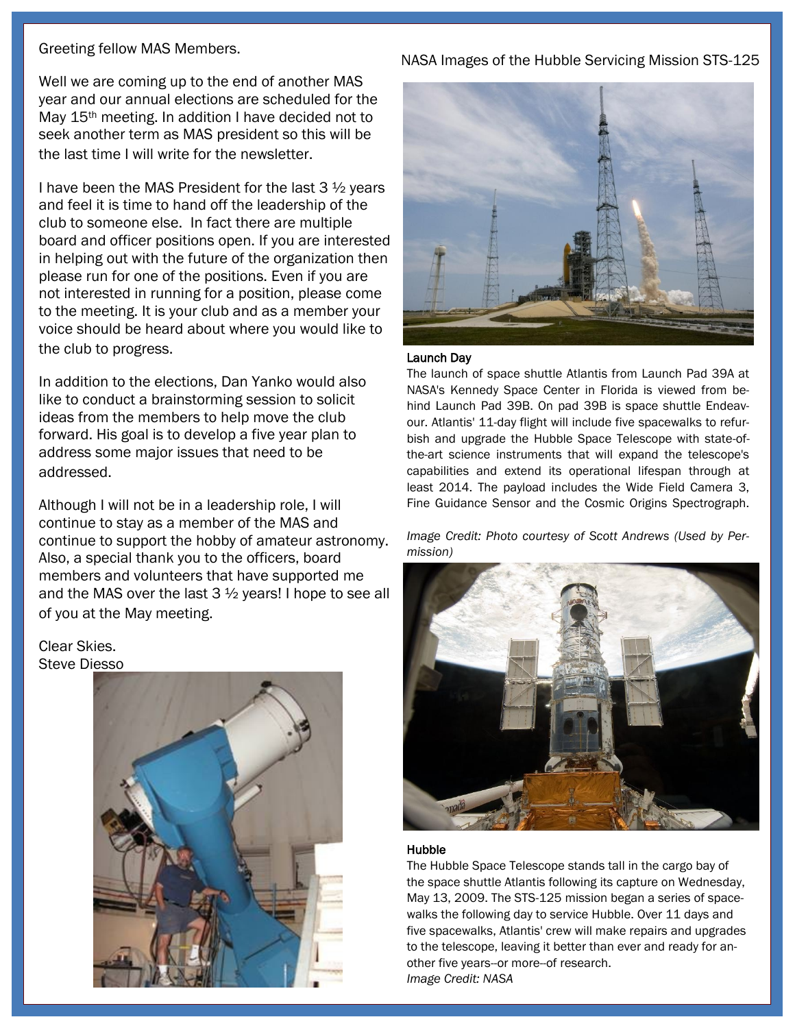Greeting fellow MAS Members.

Well we are coming up to the end of another MAS year and our annual elections are scheduled for the May 15th meeting. In addition I have decided not to seek another term as MAS president so this will be the last time I will write for the newsletter.

I have been the MAS President for the last 3 ½ years and feel it is time to hand off the leadership of the club to someone else. In fact there are multiple board and officer positions open. If you are interested in helping out with the future of the organization then please run for one of the positions. Even if you are not interested in running for a position, please come to the meeting. It is your club and as a member your voice should be heard about where you would like to the club to progress.

In addition to the elections, Dan Yanko would also like to conduct a brainstorming session to solicit ideas from the members to help move the club forward. His goal is to develop a five year plan to address some major issues that need to be addressed.

Although I will not be in a leadership role, I will continue to stay as a member of the MAS and continue to support the hobby of amateur astronomy. Also, a special thank you to the officers, board members and volunteers that have supported me and the MAS over the last 3 ½ years! I hope to see all of you at the May meeting.

Clear Skies.
Steve Diesso

NASA Images of the Hubble Servicing Mission STS-125

**Launch Day**

The launch of space shuttle Atlantis from Launch Pad 39A at NASA's Kennedy Space Center in Florida is viewed from behind Launch Pad 39B. On pad 39B is space shuttle Endeavour. Atlantis' 11-day flight will include five spacewalks to refurbish and upgrade the Hubble Space Telescope with state-of-the-art science instruments that will expand the telescope's capabilities and extend its operational lifespan through at least 2014. The payload includes the Wide Field Camera 3, Fine Guidance Sensor and the Cosmic Origins Spectrograph.

*Image Credit: Photo courtesy of Scott Andrews (Used by Permission)*

**Hubble**

The Hubble Space Telescope stands tall in the cargo bay of the space shuttle Atlantis following its capture on Wednesday, May 13, 2009. The STS-125 mission began a series of spacewalks the following day to service Hubble. Over 11 days and five spacewalks, Atlantis' crew will make repairs and upgrades to the telescope, leaving it better than ever and ready for another five years--or more--of research.

*Image Credit: NASA*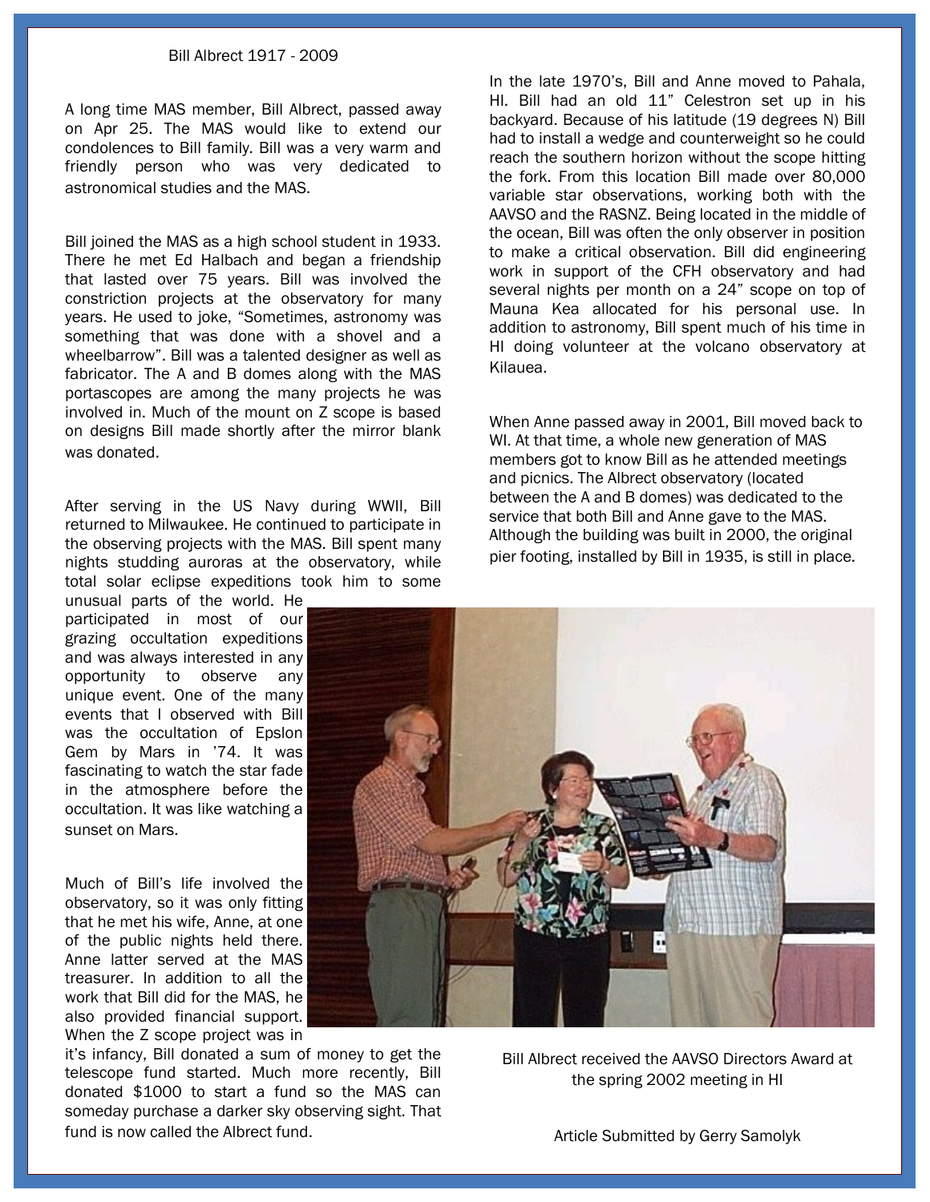Bill Albrect 1917 - 2009

A long time MAS member, Bill Albrect, passed away on Apr 25. The MAS would like to extend our condolences to Bill family. Bill was a very warm and friendly person who was very dedicated to astronomical studies and the MAS.

Bill joined the MAS as a high school student in 1933. There he met Ed Halbach and began a friendship that lasted over 75 years. Bill was involved the constriction projects at the observatory for many years. He used to joke, "Sometimes, astronomy was something that was done with a shovel and a wheelbarrow". Bill was a talented designer as well as fabricator. The A and B domes along with the MAS portascopes are among the many projects he was involved in. Much of the mount on Z scope is based on designs Bill made shortly after the mirror blank was donated.

After serving in the US Navy during WWII, Bill returned to Milwaukee. He continued to participate in the observing projects with the MAS. Bill spent many nights studding auroras at the observatory, while total solar eclipse expeditions took him to some unusual parts of the world. He participated in most of our grazing occultation expeditions and was always interested in any opportunity to observe any unique event. One of the many events that I observed with Bill was the occultation of Epslon Gem by Mars in '74. It was fascinating to watch the star fade in the atmosphere before the occultation. It was like watching a sunset on Mars.

Much of Bill's life involved the observatory, so it was only fitting that he met his wife, Anne, at one of the public nights held there. Anne latter served at the MAS treasurer. In addition to all the work that Bill did for the MAS, he also provided financial support. When the Z scope project was in it's infancy, Bill donated a sum of money to get the telescope fund started. Much more recently, Bill donated $1000 to start a fund so the MAS can someday purchase a darker sky observing sight. That fund is now called the Albrect fund.

In the late 1970's, Bill and Anne moved to Pahala, HI. Bill had an old 11" Celestron set up in his backyard. Because of his latitude (19 degrees N) Bill had to install a wedge and counterweight so he could reach the southern horizon without the scope hitting the fork. From this location Bill made over 80,000 variable star observations, working both with the AAVSO and the RASNZ. Being located in the middle of the ocean, Bill was often the only observer in position to make a critical observation. Bill did engineering work in support of the CFH observatory and had several nights per month on a 24" scope on top of Mauna Kea allocated for his personal use. In addition to astronomy, Bill spent much of his time in HI doing volunteer at the volcano observatory at Kilauea.

When Anne passed away in 2001, Bill moved back to WI. At that time, a whole new generation of MAS members got to know Bill as he attended meetings and picnics. The Albrect observatory (located between the A and B domes) was dedicated to the service that both Bill and Anne gave to the MAS. Although the building was built in 2000, the original pier footing, installed by Bill in 1935, is still in place.

Bill Albrect received the AAVSO Directors Award at the spring 2002 meeting in HI

Article Submitted by Gerry Samolyk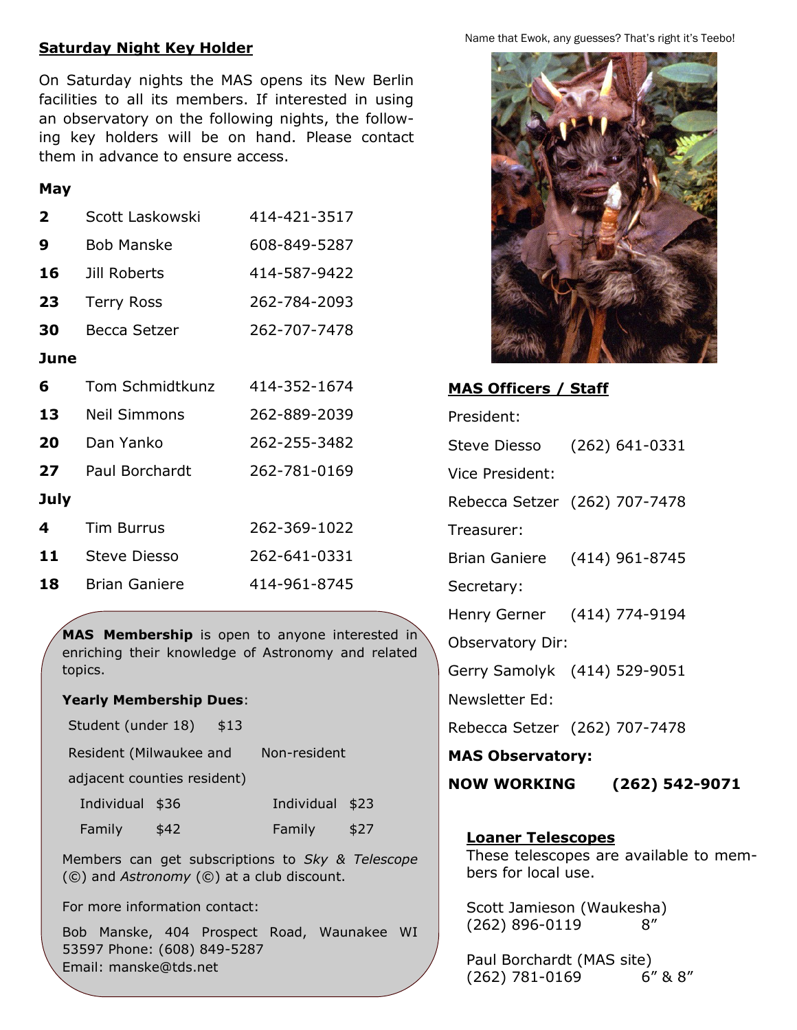## Saturday Night Key Holder

On Saturday nights the MAS opens its New Berlin facilities to all its members. If interested in using an observatory on the following nights, the following key holders will be on hand. Please contact them in advance to ensure access.

**May**

| | | |
|---|---|---|
| **2** | Scott Laskowski | 414-421-3517 |
| **9** | Bob Manske | 608-849-5287 |
| **16** | Jill Roberts | 414-587-9422 |
| **23** | Terry Ross | 262-784-2093 |
| **30** | Becca Setzer | 262-707-7478 |

**June**

| | | |
|---|---|---|
| **6** | Tom Schmidtkunz | 414-352-1674 |
| **13** | Neil Simmons | 262-889-2039 |
| **20** | Dan Yanko | 262-255-3482 |
| **27** | Paul Borchardt | 262-781-0169 |

**July**

| | | |
|---|---|---|
| **4** | Tim Burrus | 262-369-1022 |
| **11** | Steve Diesso | 262-641-0331 |
| **18** | Brian Ganiere | 414-961-8745 |

**MAS Membership** is open to anyone interested in enriching their knowledge of Astronomy and related topics.

**Yearly Membership Dues**:

Student (under 18) $13

| Resident (Milwaukee and adjacent counties resident) | | Non-resident | |
|---|---|---|---|
| Individual | $36 | Individual | $23 |
| Family | $42 | Family | $27 |

Members can get subscriptions to *Sky & Telescope* (©) and *Astronomy* (©) at a club discount.

For more information contact:

Bob Manske, 404 Prospect Road, Waunakee WI 53597 Phone: (608) 849-5287
Email: manske@tds.net

Name that Ewok, any guesses? That's right it's Teebo!

## MAS Officers / Staff

President:

Steve Diesso (262) 641-0331

Vice President:

Rebecca Setzer (262) 707-7478

Treasurer:

Brian Ganiere (414) 961-8745

Secretary:

Henry Gerner (414) 774-9194

Observatory Dir:

Gerry Samolyk (414) 529-9051

Newsletter Ed:

Rebecca Setzer (262) 707-7478

**MAS Observatory:**

**NOW WORKING (262) 542-9071**

## Loaner Telescopes

These telescopes are available to members for local use.

Scott Jamieson (Waukesha)
(262) 896-0119 8″

Paul Borchardt (MAS site)
(262) 781-0169 6″ & 8″